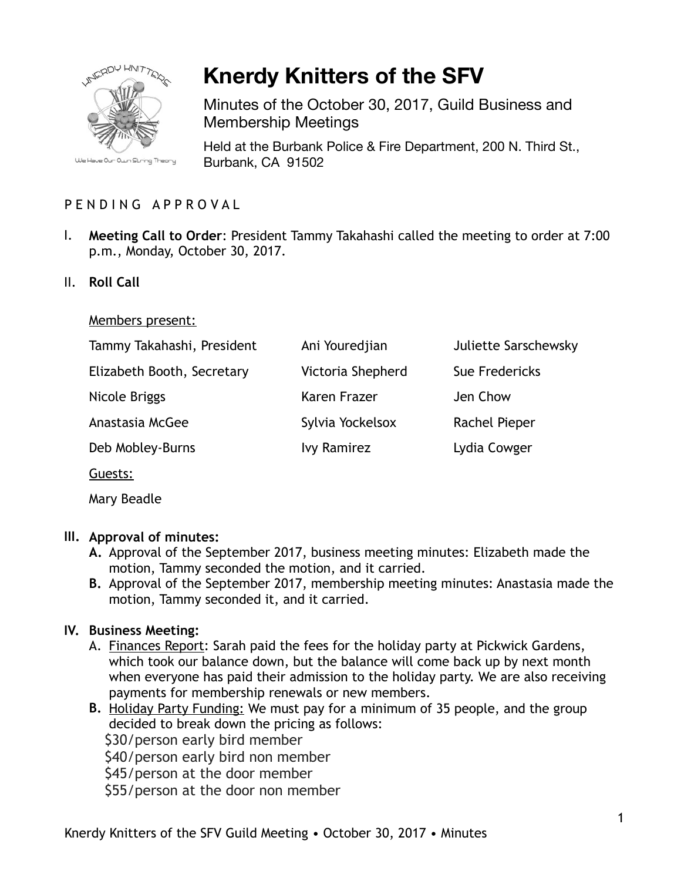# Knerdy Knitters of the SFV

Minutes of the October 30, 2017, Guild Business and Membership Meetings

Held at the Burbank Police & Fire Department, 200 N. Third St., Burbank, CA 91502

P E N D I N G A P P R O V A L

I. **Meeting Call to Order**: President Tammy Takahashi called the meeting to order at 7:00 p.m., Monday, October 30, 2017.

II. **Roll Call**

Members present:

| | | |
|---|---|---|
| Tammy Takahashi, President | Ani Youredjian | Juliette Sarschewsky |
| Elizabeth Booth, Secretary | Victoria Shepherd | Sue Fredericks |
| Nicole Briggs | Karen Frazer | Jen Chow |
| Anastasia McGee | Sylvia Yockelsox | Rachel Pieper |
| Deb Mobley-Burns | Ivy Ramirez | Lydia Cowger |

Guests:

Mary Beadle

III. **Approval of minutes:**

A. Approval of the September 2017, business meeting minutes: Elizabeth made the motion, Tammy seconded the motion, and it carried.

B. Approval of the September 2017, membership meeting minutes: Anastasia made the motion, Tammy seconded it, and it carried.

IV. **Business Meeting:**

A. Finances Report: Sarah paid the fees for the holiday party at Pickwick Gardens, which took our balance down, but the balance will come back up by next month when everyone has paid their admission to the holiday party. We are also receiving payments for membership renewals or new members.

B. Holiday Party Funding: We must pay for a minimum of 35 people, and the group decided to break down the pricing as follows:

$30/person early bird member
$40/person early bird non member
$45/person at the door member
$55/person at the door non member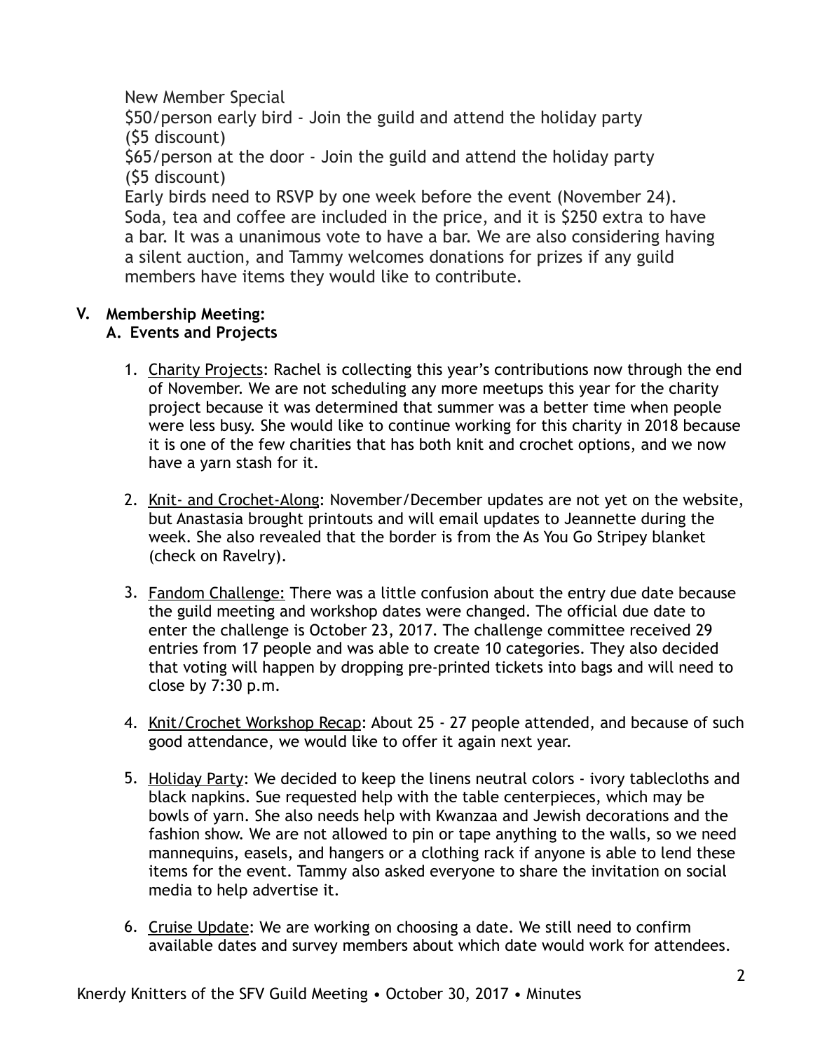New Member Special
$50/person early bird - Join the guild and attend the holiday party ($5 discount)
$65/person at the door - Join the guild and attend the holiday party ($5 discount)
Early birds need to RSVP by one week before the event (November 24). Soda, tea and coffee are included in the price, and it is $250 extra to have a bar. It was a unanimous vote to have a bar. We are also considering having a silent auction, and Tammy welcomes donations for prizes if any guild members have items they would like to contribute.

**V. Membership Meeting:**

**A. Events and Projects**

1. Charity Projects: Rachel is collecting this year's contributions now through the end of November. We are not scheduling any more meetups this year for the charity project because it was determined that summer was a better time when people were less busy. She would like to continue working for this charity in 2018 because it is one of the few charities that has both knit and crochet options, and we now have a yarn stash for it.

2. Knit- and Crochet-Along: November/December updates are not yet on the website, but Anastasia brought printouts and will email updates to Jeannette during the week. She also revealed that the border is from the As You Go Stripey blanket (check on Ravelry).

3. Fandom Challenge: There was a little confusion about the entry due date because the guild meeting and workshop dates were changed. The official due date to enter the challenge is October 23, 2017. The challenge committee received 29 entries from 17 people and was able to create 10 categories. They also decided that voting will happen by dropping pre-printed tickets into bags and will need to close by 7:30 p.m.

4. Knit/Crochet Workshop Recap: About 25 - 27 people attended, and because of such good attendance, we would like to offer it again next year.

5. Holiday Party: We decided to keep the linens neutral colors - ivory tablecloths and black napkins. Sue requested help with the table centerpieces, which may be bowls of yarn. She also needs help with Kwanzaa and Jewish decorations and the fashion show. We are not allowed to pin or tape anything to the walls, so we need mannequins, easels, and hangers or a clothing rack if anyone is able to lend these items for the event. Tammy also asked everyone to share the invitation on social media to help advertise it.

6. Cruise Update: We are working on choosing a date. We still need to confirm available dates and survey members about which date would work for attendees.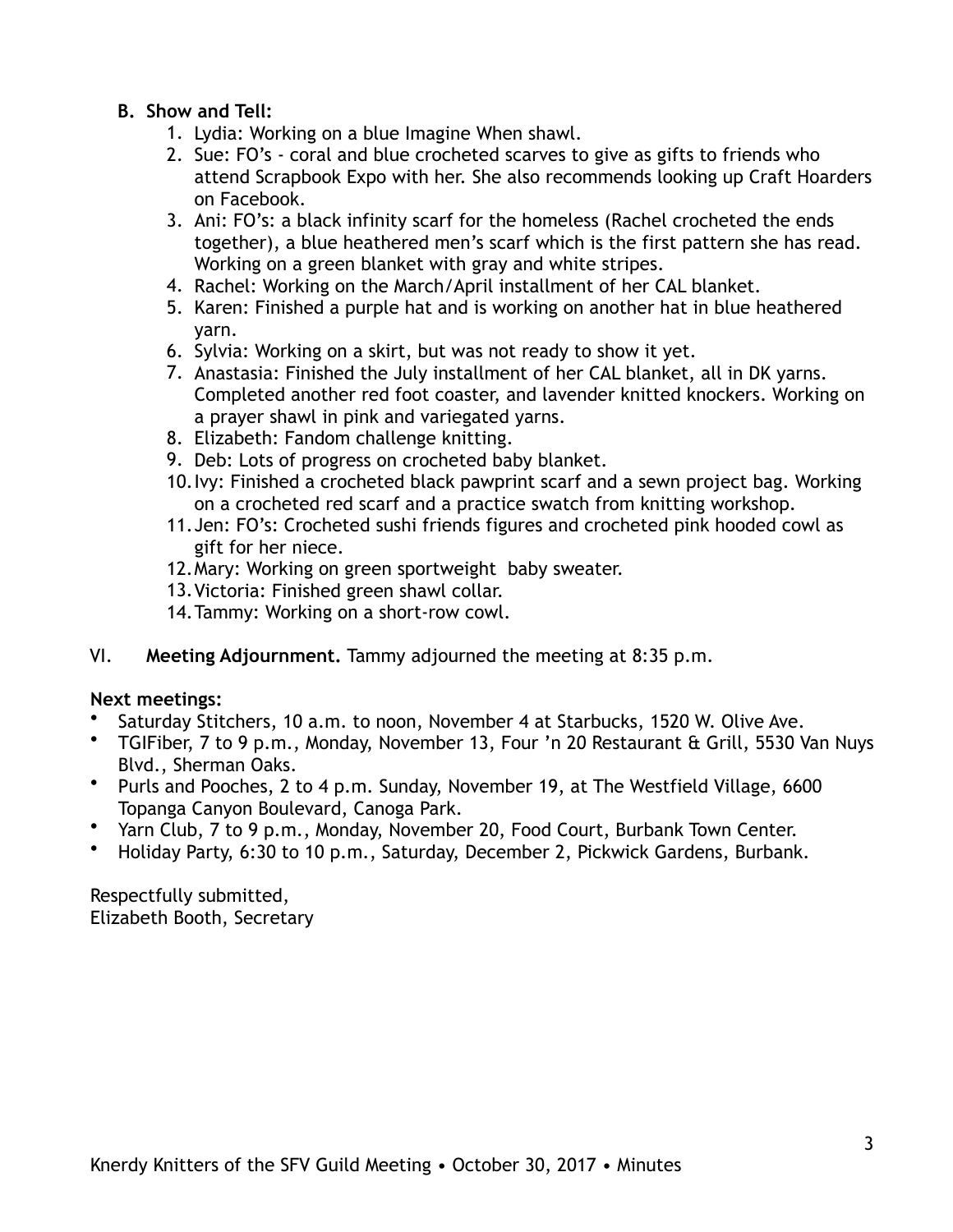**B. Show and Tell:**

1. Lydia: Working on a blue Imagine When shawl.
2. Sue: FO's - coral and blue crocheted scarves to give as gifts to friends who attend Scrapbook Expo with her. She also recommends looking up Craft Hoarders on Facebook.
3. Ani: FO's: a black infinity scarf for the homeless (Rachel crocheted the ends together), a blue heathered men's scarf which is the first pattern she has read. Working on a green blanket with gray and white stripes.
4. Rachel: Working on the March/April installment of her CAL blanket.
5. Karen: Finished a purple hat and is working on another hat in blue heathered yarn.
6. Sylvia: Working on a skirt, but was not ready to show it yet.
7. Anastasia: Finished the July installment of her CAL blanket, all in DK yarns. Completed another red foot coaster, and lavender knitted knockers. Working on a prayer shawl in pink and variegated yarns.
8. Elizabeth: Fandom challenge knitting.
9. Deb: Lots of progress on crocheted baby blanket.
10. Ivy: Finished a crocheted black pawprint scarf and a sewn project bag. Working on a crocheted red scarf and a practice swatch from knitting workshop.
11. Jen: FO's: Crocheted sushi friends figures and crocheted pink hooded cowl as gift for her niece.
12. Mary: Working on green sportweight baby sweater.
13. Victoria: Finished green shawl collar.
14. Tammy: Working on a short-row cowl.

VI. **Meeting Adjournment.** Tammy adjourned the meeting at 8:35 p.m.

**Next meetings:**

- Saturday Stitchers, 10 a.m. to noon, November 4 at Starbucks, 1520 W. Olive Ave.
- TGIFiber, 7 to 9 p.m., Monday, November 13, Four 'n 20 Restaurant & Grill, 5530 Van Nuys Blvd., Sherman Oaks.
- Purls and Pooches, 2 to 4 p.m. Sunday, November 19, at The Westfield Village, 6600 Topanga Canyon Boulevard, Canoga Park.
- Yarn Club, 7 to 9 p.m., Monday, November 20, Food Court, Burbank Town Center.
- Holiday Party, 6:30 to 10 p.m., Saturday, December 2, Pickwick Gardens, Burbank.

Respectfully submitted,
Elizabeth Booth, Secretary